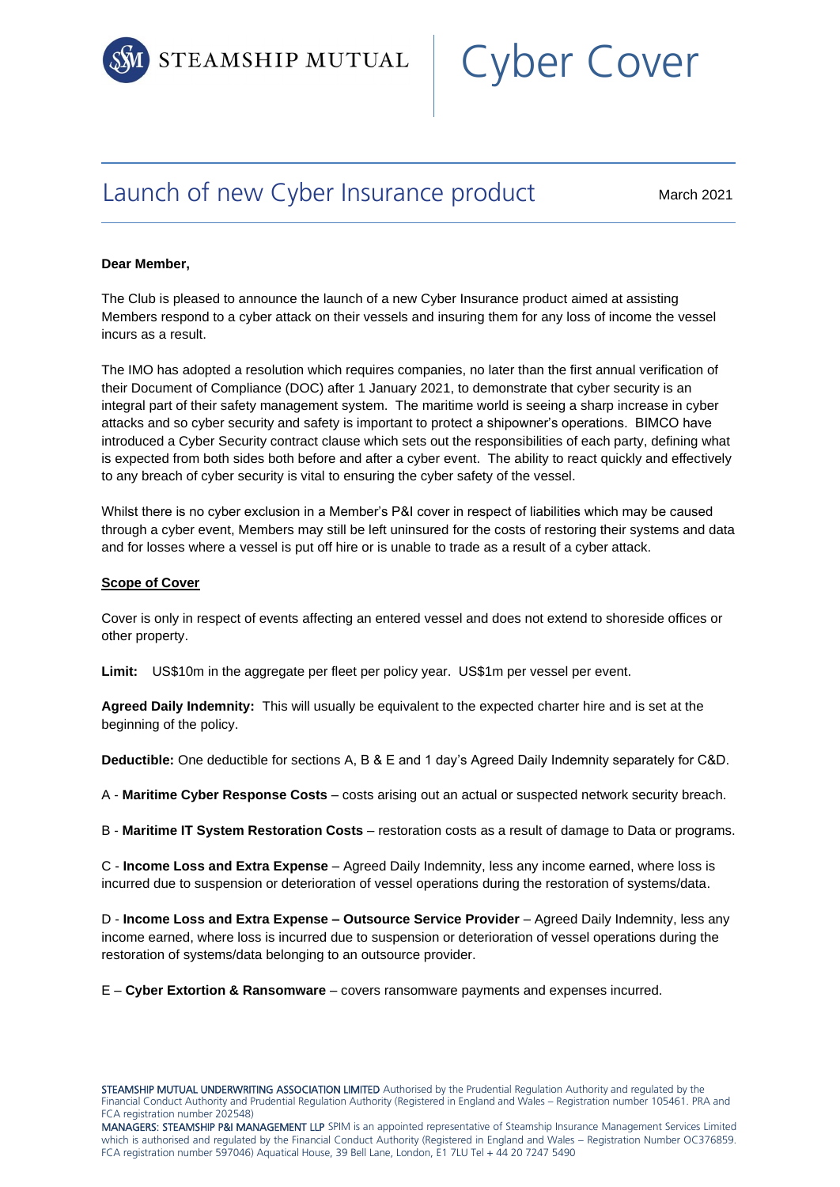STEAMSHIP MUTUAL

# Cyber Cover

## Launch of new Cyber Insurance product

March 2021

**Dear Member,**

The Club is pleased to announce the launch of a new Cyber Insurance product aimed at assisting Members respond to a cyber attack on their vessels and insuring them for any loss of income the vessel incurs as a result.

The IMO has adopted a resolution which requires companies, no later than the first annual verification of their Document of Compliance (DOC) after 1 January 2021, to demonstrate that cyber security is an integral part of their safety management system. The maritime world is seeing a sharp increase in cyber attacks and so cyber security and safety is important to protect a shipowner's operations. BIMCO have introduced a Cyber Security contract clause which sets out the responsibilities of each party, defining what is expected from both sides both before and after a cyber event. The ability to react quickly and effectively to any breach of cyber security is vital to ensuring the cyber safety of the vessel.

Whilst there is no cyber exclusion in a Member's P&I cover in respect of liabilities which may be caused through a cyber event, Members may still be left uninsured for the costs of restoring their systems and data and for losses where a vessel is put off hire or is unable to trade as a result of a cyber attack.

**<u>Scope of Cover</u>**

Cover is only in respect of events affecting an entered vessel and does not extend to shoreside offices or other property.

**Limit:** US$10m in the aggregate per fleet per policy year. US$1m per vessel per event.

**Agreed Daily Indemnity:** This will usually be equivalent to the expected charter hire and is set at the beginning of the policy.

**Deductible:** One deductible for sections A, B & E and 1 day's Agreed Daily Indemnity separately for C&D.

A - **Maritime Cyber Response Costs** – costs arising out an actual or suspected network security breach.

B - **Maritime IT System Restoration Costs** – restoration costs as a result of damage to Data or programs.

C - **Income Loss and Extra Expense** – Agreed Daily Indemnity, less any income earned, where loss is incurred due to suspension or deterioration of vessel operations during the restoration of systems/data.

D - **Income Loss and Extra Expense – Outsource Service Provider** – Agreed Daily Indemnity, less any income earned, where loss is incurred due to suspension or deterioration of vessel operations during the restoration of systems/data belonging to an outsource provider.

E – **Cyber Extortion & Ransomware** – covers ransomware payments and expenses incurred.

STEAMSHIP MUTUAL UNDERWRITING ASSOCIATION LIMITED Authorised by the Prudential Regulation Authority and regulated by the Financial Conduct Authority and Prudential Regulation Authority (Registered in England and Wales – Registration number 105461. PRA and FCA registration number 202548)
MANAGERS: STEAMSHIP P&I MANAGEMENT LLP SPIM is an appointed representative of Steamship Insurance Management Services Limited which is authorised and regulated by the Financial Conduct Authority (Registered in England and Wales – Registration Number OC376859. FCA registration number 597046) Aquatical House, 39 Bell Lane, London, E1 7LU Tel + 44 20 7247 5490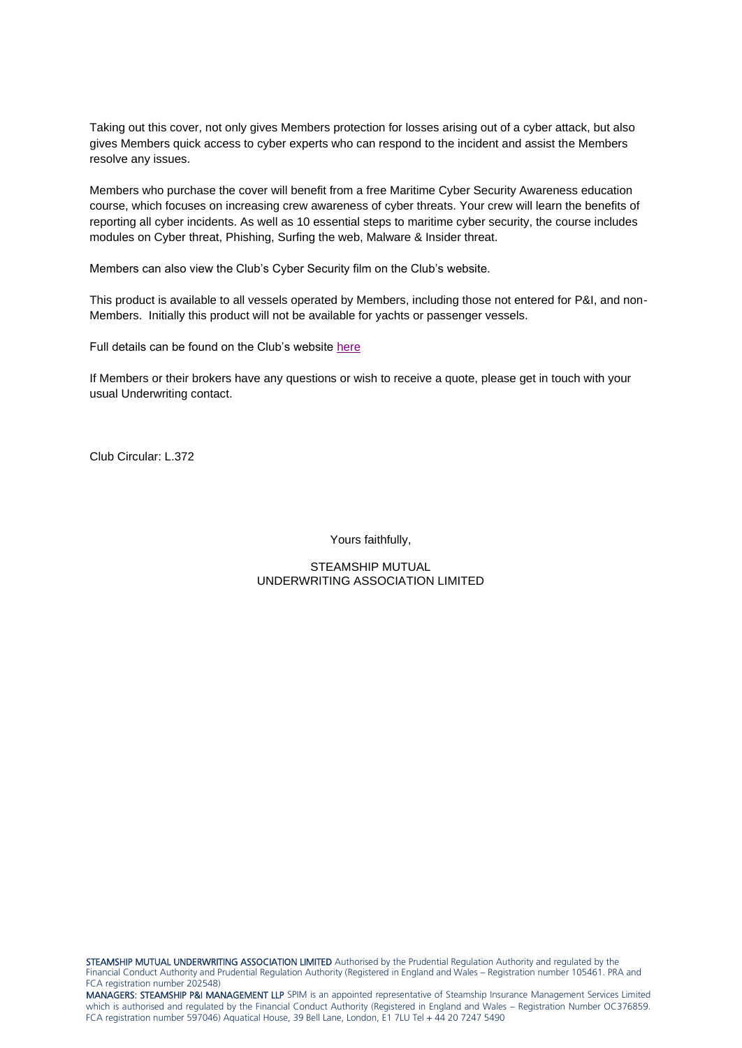Taking out this cover, not only gives Members protection for losses arising out of a cyber attack, but also gives Members quick access to cyber experts who can respond to the incident and assist the Members resolve any issues.

Members who purchase the cover will benefit from a free Maritime Cyber Security Awareness education course, which focuses on increasing crew awareness of cyber threats. Your crew will learn the benefits of reporting all cyber incidents. As well as 10 essential steps to maritime cyber security, the course includes modules on Cyber threat, Phishing, Surfing the web, Malware & Insider threat.

Members can also view the Club's Cyber Security film on the Club's website.

This product is available to all vessels operated by Members, including those not entered for P&I, and non-Members. Initially this product will not be available for yachts or passenger vessels.

Full details can be found on the Club's website here

If Members or their brokers have any questions or wish to receive a quote, please get in touch with your usual Underwriting contact.

Club Circular: L.372

Yours faithfully,

STEAMSHIP MUTUAL
UNDERWRITING ASSOCIATION LIMITED

**STEAMSHIP MUTUAL UNDERWRITING ASSOCIATION LIMITED** Authorised by the Prudential Regulation Authority and regulated by the Financial Conduct Authority and Prudential Regulation Authority (Registered in England and Wales – Registration number 105461. PRA and FCA registration number 202548)

**MANAGERS: STEAMSHIP P&I MANAGEMENT LLP** SPIM is an appointed representative of Steamship Insurance Management Services Limited which is authorised and regulated by the Financial Conduct Authority (Registered in England and Wales – Registration Number OC376859. FCA registration number 597046) Aquatical House, 39 Bell Lane, London, E1 7LU Tel + 44 20 7247 5490